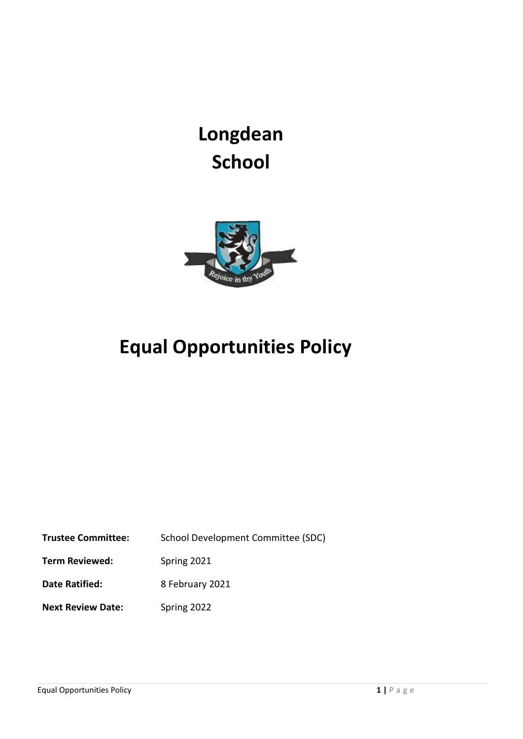# Longdean School

# Equal Opportunities Policy

| | |
|---|---|
| **Trustee Committee:** | School Development Committee (SDC) |
| **Term Reviewed:** | Spring 2021 |
| **Date Ratified:** | 8 February 2021 |
| **Next Review Date:** | Spring 2022 |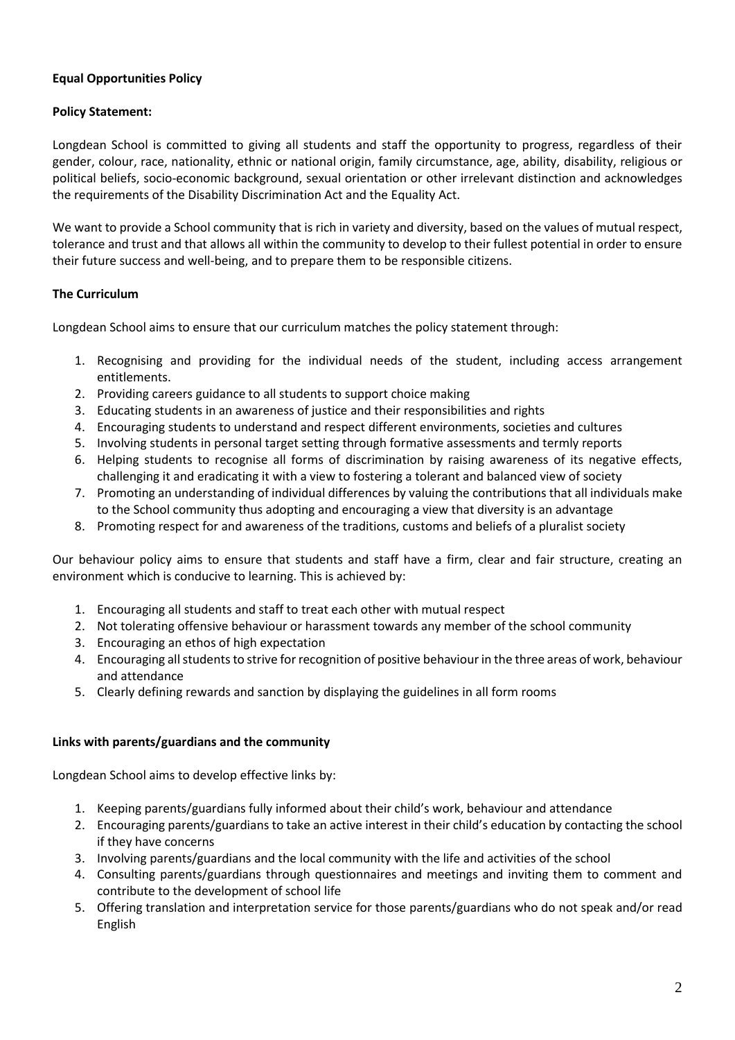**Equal Opportunities Policy**

**Policy Statement:**

Longdean School is committed to giving all students and staff the opportunity to progress, regardless of their gender, colour, race, nationality, ethnic or national origin, family circumstance, age, ability, disability, religious or political beliefs, socio-economic background, sexual orientation or other irrelevant distinction and acknowledges the requirements of the Disability Discrimination Act and the Equality Act.

We want to provide a School community that is rich in variety and diversity, based on the values of mutual respect, tolerance and trust and that allows all within the community to develop to their fullest potential in order to ensure their future success and well-being, and to prepare them to be responsible citizens.

**The Curriculum**

Longdean School aims to ensure that our curriculum matches the policy statement through:

1. Recognising and providing for the individual needs of the student, including access arrangement entitlements.
2. Providing careers guidance to all students to support choice making
3. Educating students in an awareness of justice and their responsibilities and rights
4. Encouraging students to understand and respect different environments, societies and cultures
5. Involving students in personal target setting through formative assessments and termly reports
6. Helping students to recognise all forms of discrimination by raising awareness of its negative effects, challenging it and eradicating it with a view to fostering a tolerant and balanced view of society
7. Promoting an understanding of individual differences by valuing the contributions that all individuals make to the School community thus adopting and encouraging a view that diversity is an advantage
8. Promoting respect for and awareness of the traditions, customs and beliefs of a pluralist society

Our behaviour policy aims to ensure that students and staff have a firm, clear and fair structure, creating an environment which is conducive to learning. This is achieved by:

1. Encouraging all students and staff to treat each other with mutual respect
2. Not tolerating offensive behaviour or harassment towards any member of the school community
3. Encouraging an ethos of high expectation
4. Encouraging all students to strive for recognition of positive behaviour in the three areas of work, behaviour and attendance
5. Clearly defining rewards and sanction by displaying the guidelines in all form rooms

**Links with parents/guardians and the community**

Longdean School aims to develop effective links by:

1. Keeping parents/guardians fully informed about their child's work, behaviour and attendance
2. Encouraging parents/guardians to take an active interest in their child's education by contacting the school if they have concerns
3. Involving parents/guardians and the local community with the life and activities of the school
4. Consulting parents/guardians through questionnaires and meetings and inviting them to comment and contribute to the development of school life
5. Offering translation and interpretation service for those parents/guardians who do not speak and/or read English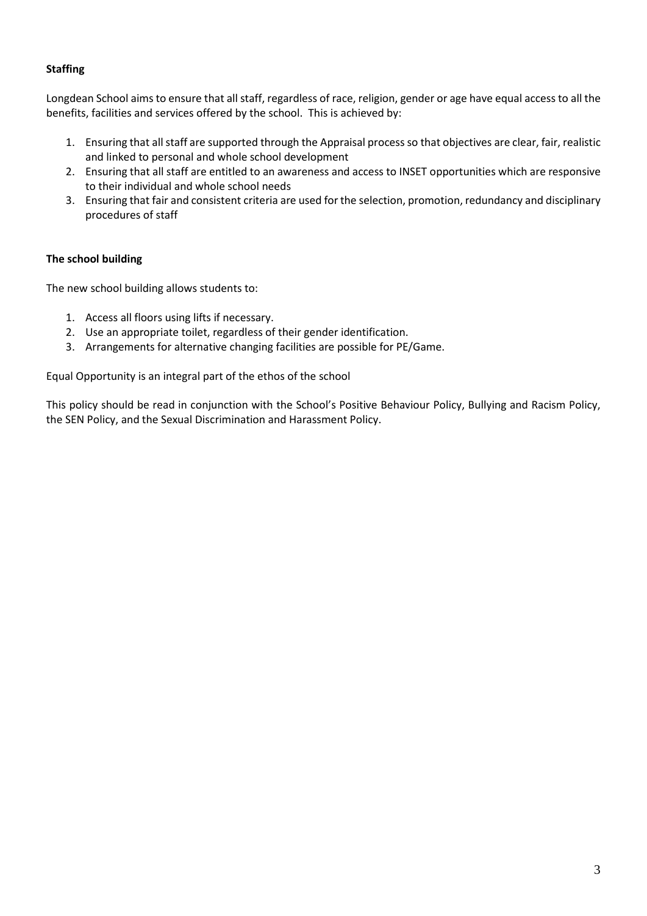**Staffing**

Longdean School aims to ensure that all staff, regardless of race, religion, gender or age have equal access to all the benefits, facilities and services offered by the school. This is achieved by:

1. Ensuring that all staff are supported through the Appraisal process so that objectives are clear, fair, realistic and linked to personal and whole school development
2. Ensuring that all staff are entitled to an awareness and access to INSET opportunities which are responsive to their individual and whole school needs
3. Ensuring that fair and consistent criteria are used for the selection, promotion, redundancy and disciplinary procedures of staff

**The school building**

The new school building allows students to:

1. Access all floors using lifts if necessary.
2. Use an appropriate toilet, regardless of their gender identification.
3. Arrangements for alternative changing facilities are possible for PE/Game.

Equal Opportunity is an integral part of the ethos of the school

This policy should be read in conjunction with the School's Positive Behaviour Policy, Bullying and Racism Policy, the SEN Policy, and the Sexual Discrimination and Harassment Policy.